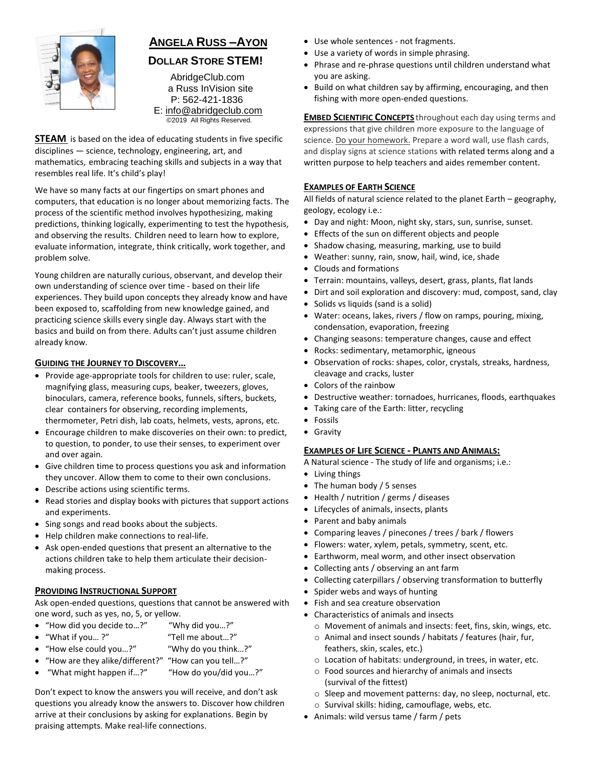# ANGELA RUSS –AYON

## DOLLAR STORE STEM!

AbridgeClub.com
a Russ InVision site
P: 562-421-1836
E: info@abridgeclub.com
©2019 All Rights Reserved.

**STEAM** is based on the idea of educating students in five specific disciplines — science, technology, engineering, art, and mathematics, embracing teaching skills and subjects in a way that resembles real life. It's child's play!

We have so many facts at our fingertips on smart phones and computers, that education is no longer about memorizing facts. The process of the scientific method involves hypothesizing, making predictions, thinking logically, experimenting to test the hypothesis, and observing the results. Children need to learn how to explore, evaluate information, integrate, think critically, work together, and problem solve.

Young children are naturally curious, observant, and develop their own understanding of science over time - based on their life experiences. They build upon concepts they already know and have been exposed to, scaffolding from new knowledge gained, and practicing science skills every single day. Always start with the basics and build on from there. Adults can't just assume children already know.

### GUIDING THE JOURNEY TO DISCOVERY…

- Provide age-appropriate tools for children to use: ruler, scale, magnifying glass, measuring cups, beaker, tweezers, gloves, binoculars, camera, reference books, funnels, sifters, buckets, clear containers for observing, recording implements, thermometer, Petri dish, lab coats, helmets, vests, aprons, etc.
- Encourage children to make discoveries on their own: to predict, to question, to ponder, to use their senses, to experiment over and over again.
- Give children time to process questions you ask and information they uncover. Allow them to come to their own conclusions.
- Describe actions using scientific terms.
- Read stories and display books with pictures that support actions and experiments.
- Sing songs and read books about the subjects.
- Help children make connections to real-life.
- Ask open-ended questions that present an alternative to the actions children take to help them articulate their decision-making process.

### PROVIDING INSTRUCTIONAL SUPPORT

Ask open-ended questions, questions that cannot be answered with one word, such as yes, no, 5, or yellow.

- "How did you decide to…?"
- "Why did you…?"
- "What if you… ?"
- "Tell me about…?"
- "How else could you…?"
- "Why do you think…?"
- "How are they alike/different?"
- "How can you tell…?"
- "What might happen if…?"
- "How do you/did you…?"

Don't expect to know the answers you will receive, and don't ask questions you already know the answers to. Discover how children arrive at their conclusions by asking for explanations. Begin by praising attempts. Make real-life connections.

- Use whole sentences - not fragments.
- Use a variety of words in simple phrasing.
- Phrase and re-phrase questions until children understand what you are asking.
- Build on what children say by affirming, encouraging, and then fishing with more open-ended questions.

**EMBED SCIENTIFIC CONCEPTS** throughout each day using terms and expressions that give children more exposure to the language of science. Do your homework. Prepare a word wall, use flash cards, and display signs at science stations with related terms along and a written purpose to help teachers and aides remember content.

### EXAMPLES OF EARTH SCIENCE

All fields of natural science related to the planet Earth – geography, geology, ecology i.e.:

- Day and night: Moon, night sky, stars, sun, sunrise, sunset.
- Effects of the sun on different objects and people
- Shadow chasing, measuring, marking, use to build
- Weather: sunny, rain, snow, hail, wind, ice, shade
- Clouds and formations
- Terrain: mountains, valleys, desert, grass, plants, flat lands
- Dirt and soil exploration and discovery: mud, compost, sand, clay
- Solids vs liquids (sand is a solid)
- Water: oceans, lakes, rivers / flow on ramps, pouring, mixing, condensation, evaporation, freezing
- Changing seasons: temperature changes, cause and effect
- Rocks: sedimentary, metamorphic, igneous
- Observation of rocks: shapes, color, crystals, streaks, hardness, cleavage and cracks, luster
- Colors of the rainbow
- Destructive weather: tornadoes, hurricanes, floods, earthquakes
- Taking care of the Earth: litter, recycling
- Fossils
- Gravity

### EXAMPLES OF LIFE SCIENCE - PLANTS AND ANIMALS:

A Natural science - The study of life and organisms; i.e.:

- Living things
- The human body / 5 senses
- Health / nutrition / germs / diseases
- Lifecycles of animals, insects, plants
- Parent and baby animals
- Comparing leaves / pinecones / trees / bark / flowers
- Flowers: water, xylem, petals, symmetry, scent, etc.
- Earthworm, meal worm, and other insect observation
- Collecting ants / observing an ant farm
- Collecting caterpillars / observing transformation to butterfly
- Spider webs and ways of hunting
- Fish and sea creature observation
- Characteristics of animals and insects
  - Movement of animals and insects: feet, fins, skin, wings, etc.
  - Animal and insect sounds / habitats / features (hair, fur, feathers, skin, scales, etc.)
  - Location of habitats: underground, in trees, in water, etc.
  - Food sources and hierarchy of animals and insects (survival of the fittest)
  - Sleep and movement patterns: day, no sleep, nocturnal, etc.
  - Survival skills: hiding, camouflage, webs, etc.
- Animals: wild versus tame / farm / pets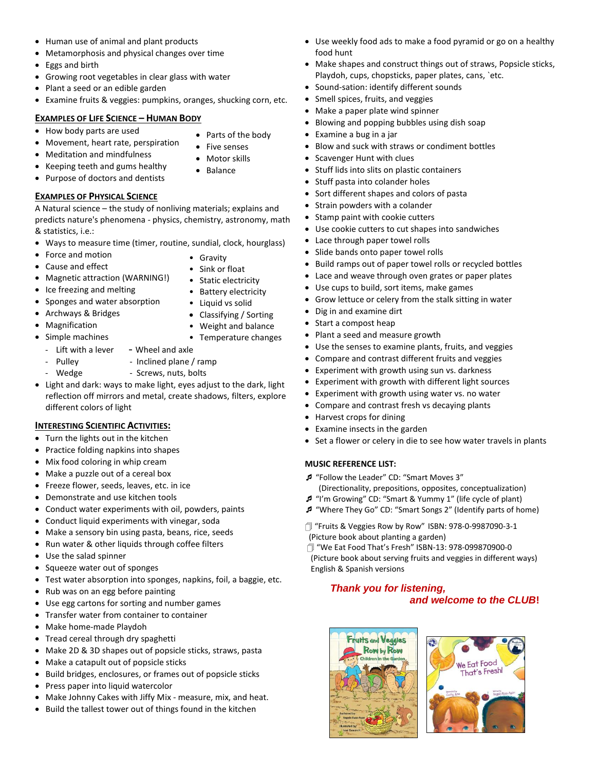- Human use of animal and plant products
- Metamorphosis and physical changes over time
- Eggs and birth
- Growing root vegetables in clear glass with water
- Plant a seed or an edible garden
- Examine fruits & veggies: pumpkins, oranges, shucking corn, etc.

## Examples of Life Science – Human Body

- How body parts are used
- Movement, heart rate, perspiration
- Meditation and mindfulness
- Keeping teeth and gums healthy
- Purpose of doctors and dentists
- Parts of the body
- Five senses
- Motor skills
- Balance

## Examples of Physical Science

A Natural science – the study of nonliving materials; explains and predicts nature's phenomena - physics, chemistry, astronomy, math & statistics, i.e.:

- Ways to measure time (timer, routine, sundial, clock, hourglass)
- Force and motion
- Cause and effect
- Magnetic attraction (WARNING!)
- Ice freezing and melting
- Sponges and water absorption
- Archways & Bridges
- Magnification
- Simple machines
  - Lift with a lever
  - Pulley
  - Wedge
  - Wheel and axle
  - Inclined plane / ramp
  - Screws, nuts, bolts
- Gravity
- Sink or float
- Static electricity
- Battery electricity
- Liquid vs solid
- Classifying / Sorting
- Weight and balance
- Temperature changes
- Light and dark: ways to make light, eyes adjust to the dark, light reflection off mirrors and metal, create shadows, filters, explore different colors of light

## Interesting Scientific Activities:

- Turn the lights out in the kitchen
- Practice folding napkins into shapes
- Mix food coloring in whip cream
- Make a puzzle out of a cereal box
- Freeze flower, seeds, leaves, etc. in ice
- Demonstrate and use kitchen tools
- Conduct water experiments with oil, powders, paints
- Conduct liquid experiments with vinegar, soda
- Make a sensory bin using pasta, beans, rice, seeds
- Run water & other liquids through coffee filters
- Use the salad spinner
- Squeeze water out of sponges
- Test water absorption into sponges, napkins, foil, a baggie, etc.
- Rub was on an egg before painting
- Use egg cartons for sorting and number games
- Transfer water from container to container
- Make home-made Playdoh
- Tread cereal through dry spaghetti
- Make 2D & 3D shapes out of popsicle sticks, straws, pasta
- Make a catapult out of popsicle sticks
- Build bridges, enclosures, or frames out of popsicle sticks
- Press paper into liquid watercolor
- Make Johnny Cakes with Jiffy Mix - measure, mix, and heat.
- Build the tallest tower out of things found in the kitchen
- Use weekly food ads to make a food pyramid or go on a healthy food hunt
- Make shapes and construct things out of straws, Popsicle sticks, Playdoh, cups, chopsticks, paper plates, cans, `etc.
- Sound-sation: identify different sounds
- Smell spices, fruits, and veggies
- Make a paper plate wind spinner
- Blowing and popping bubbles using dish soap
- Examine a bug in a jar
- Blow and suck with straws or condiment bottles
- Scavenger Hunt with clues
- Stuff lids into slits on plastic containers
- Stuff pasta into colander holes
- Sort different shapes and colors of pasta
- Strain powders with a colander
- Stamp paint with cookie cutters
- Use cookie cutters to cut shapes into sandwiches
- Lace through paper towel rolls
- Slide bands onto paper towel rolls
- Build ramps out of paper towel rolls or recycled bottles
- Lace and weave through oven grates or paper plates
- Use cups to build, sort items, make games
- Grow lettuce or celery from the stalk sitting in water
- Dig in and examine dirt
- Start a compost heap
- Plant a seed and measure growth
- Use the senses to examine plants, fruits, and veggies
- Compare and contrast different fruits and veggies
- Experiment with growth using sun vs. darkness
- Experiment with growth with different light sources
- Experiment with growth using water vs. no water
- Compare and contrast fresh vs decaying plants
- Harvest crops for dining
- Examine insects in the garden
- Set a flower or celery in die to see how water travels in plants

## Music Reference List:

♬ "Follow the Leader" CD: "Smart Moves 3"
(Directionality, prepositions, opposites, conceptualization)

♬ "I'm Growing" CD: "Smart & Yummy 1" (life cycle of plant)

♬ "Where They Go" CD: "Smart Songs 2" (Identify parts of home)

"Fruits & Veggies Row by Row" ISBN: 978-0-9987090-3-1
(Picture book about planting a garden)

"We Eat Food That's Fresh" ISBN-13: 978-099870900-0
(Picture book about serving fruits and veggies in different ways)
English & Spanish versions

***Thank you for listening, and welcome to the CLUB!***